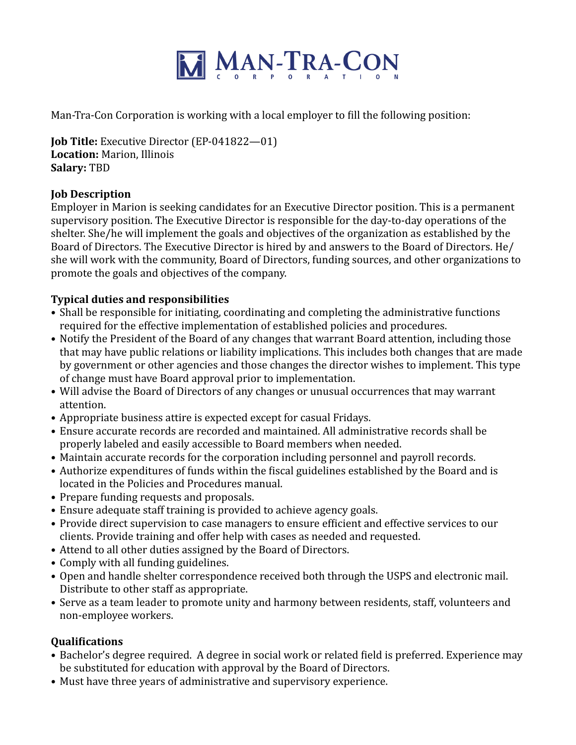# MAN-TRA-CON CORPORATION

Man-Tra-Con Corporation is working with a local employer to fill the following position:

**Job Title:** Executive Director (EP-041822—01)
**Location:** Marion, Illinois
**Salary:** TBD

**Job Description**
Employer in Marion is seeking candidates for an Executive Director position. This is a permanent supervisory position. The Executive Director is responsible for the day-to-day operations of the shelter. She/he will implement the goals and objectives of the organization as established by the Board of Directors. The Executive Director is hired by and answers to the Board of Directors. He/she will work with the community, Board of Directors, funding sources, and other organizations to promote the goals and objectives of the company.

**Typical duties and responsibilities**

- Shall be responsible for initiating, coordinating and completing the administrative functions required for the effective implementation of established policies and procedures.
- Notify the President of the Board of any changes that warrant Board attention, including those that may have public relations or liability implications. This includes both changes that are made by government or other agencies and those changes the director wishes to implement. This type of change must have Board approval prior to implementation.
- Will advise the Board of Directors of any changes or unusual occurrences that may warrant attention.
- Appropriate business attire is expected except for casual Fridays.
- Ensure accurate records are recorded and maintained. All administrative records shall be properly labeled and easily accessible to Board members when needed.
- Maintain accurate records for the corporation including personnel and payroll records.
- Authorize expenditures of funds within the fiscal guidelines established by the Board and is located in the Policies and Procedures manual.
- Prepare funding requests and proposals.
- Ensure adequate staff training is provided to achieve agency goals.
- Provide direct supervision to case managers to ensure efficient and effective services to our clients. Provide training and offer help with cases as needed and requested.
- Attend to all other duties assigned by the Board of Directors.
- Comply with all funding guidelines.
- Open and handle shelter correspondence received both through the USPS and electronic mail. Distribute to other staff as appropriate.
- Serve as a team leader to promote unity and harmony between residents, staff, volunteers and non-employee workers.

**Qualifications**

- Bachelor's degree required. A degree in social work or related field is preferred. Experience may be substituted for education with approval by the Board of Directors.
- Must have three years of administrative and supervisory experience.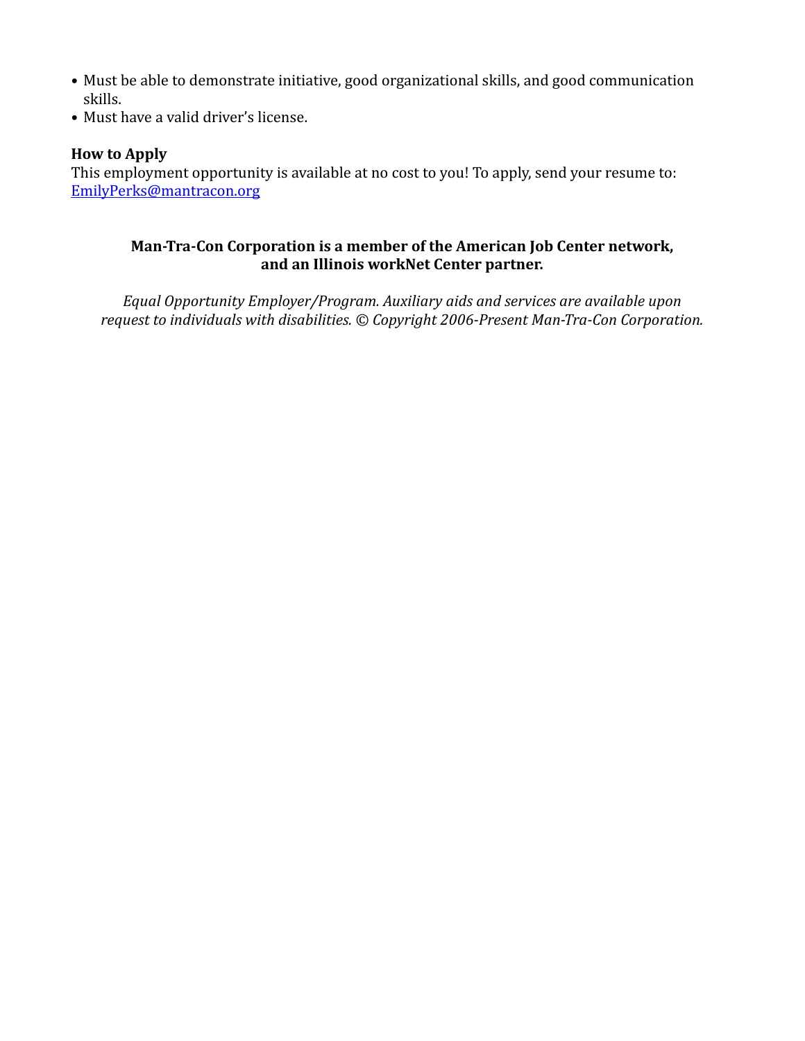- Must be able to demonstrate initiative, good organizational skills, and good communication skills.
- Must have a valid driver's license.

**How to Apply**
This employment opportunity is available at no cost to you! To apply, send your resume to: [EmilyPerks@mantracon.org](mailto:EmilyPerks@mantracon.org)

**Man-Tra-Con Corporation is a member of the American Job Center network, and an Illinois workNet Center partner.**

*Equal Opportunity Employer/Program. Auxiliary aids and services are available upon request to individuals with disabilities. © Copyright 2006-Present Man-Tra-Con Corporation.*